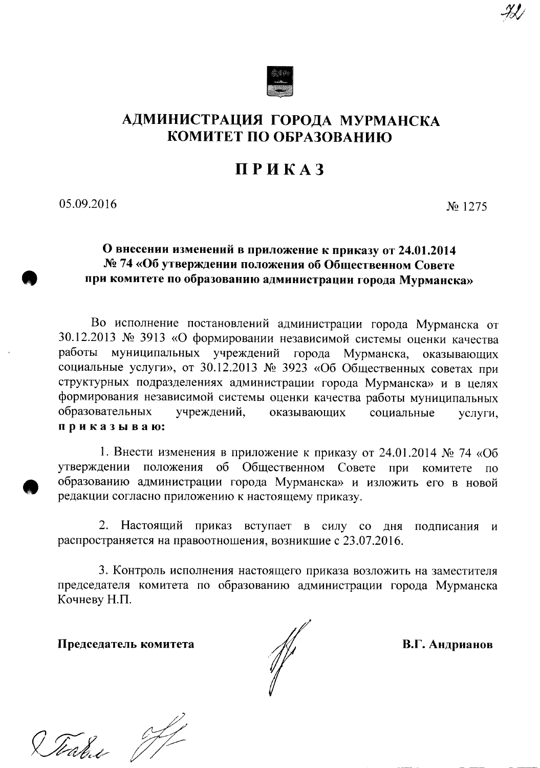# АДМИНИСТРАЦИЯ ГОРОДА МУРМАНСКА
# КОМИТЕТ ПО ОБРАЗОВАНИЮ

# ПРИКАЗ

05.09.2016 № 1275

**О внесении изменений в приложение к приказу от 24.01.2014 № 74 «Об утверждении положения об Общественном Совете при комитете по образованию администрации города Мурманска»**

Во исполнение постановлений администрации города Мурманска от 30.12.2013 № 3913 «О формировании независимой системы оценки качества работы муниципальных учреждений города Мурманска, оказывающих социальные услуги», от 30.12.2013 № 3923 «Об Общественных советах при структурных подразделениях администрации города Мурманска» и в целях формирования независимой системы оценки качества работы муниципальных образовательных учреждений, оказывающих социальные услуги, **приказываю:**

1. Внести изменения в приложение к приказу от 24.01.2014 № 74 «Об утверждении положения об Общественном Совете при комитете по образованию администрации города Мурманска» и изложить его в новой редакции согласно приложению к настоящему приказу.

2. Настоящий приказ вступает в силу со дня подписания и распространяется на правоотношения, возникшие с 23.07.2016.

3. Контроль исполнения настоящего приказа возложить на заместителя председателя комитета по образованию администрации города Мурманска Кочневу Н.П.

**Председатель комитета** **В.Г. Андрианов**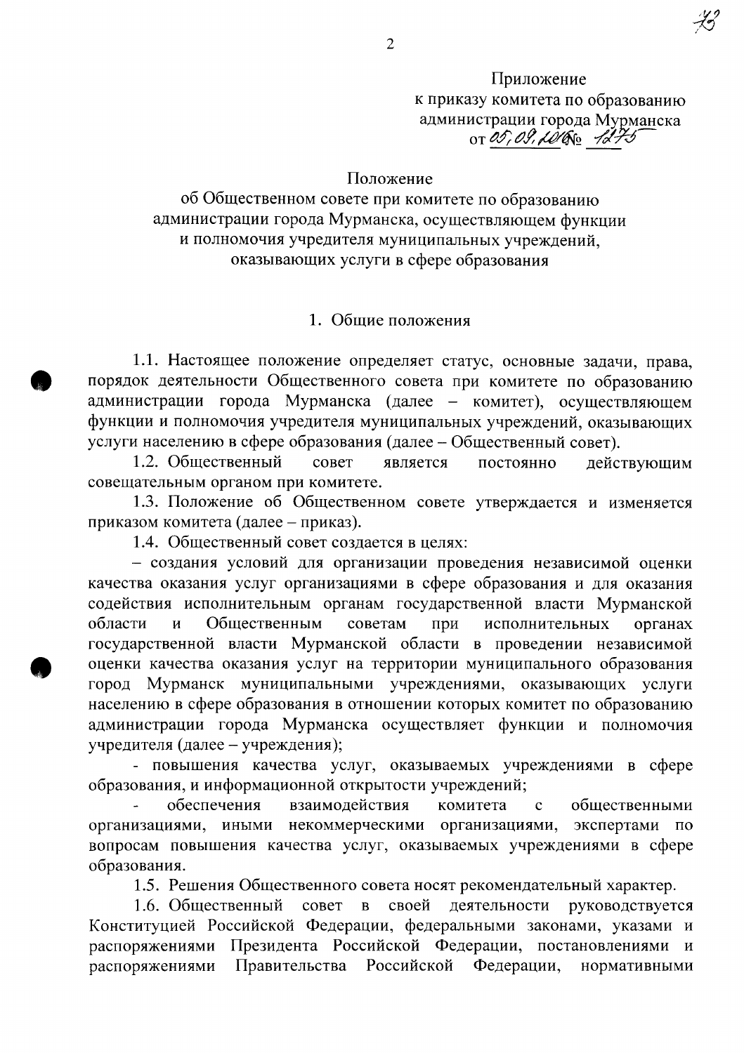Приложение
к приказу комитета по образованию
администрации города Мурманска
от 05.09.2016 № 1275

# Положение
## об Общественном совете при комитете по образованию администрации города Мурманска, осуществляющем функции и полномочия учредителя муниципальных учреждений, оказывающих услуги в сфере образования

### 1. Общие положения

1.1. Настоящее положение определяет статус, основные задачи, права, порядок деятельности Общественного совета при комитете по образованию администрации города Мурманска (далее – комитет), осуществляющем функции и полномочия учредителя муниципальных учреждений, оказывающих услуги населению в сфере образования (далее – Общественный совет).

1.2. Общественный совет является постоянно действующим совещательным органом при комитете.

1.3. Положение об Общественном совете утверждается и изменяется приказом комитета (далее – приказ).

1.4. Общественный совет создается в целях:

– создания условий для организации проведения независимой оценки качества оказания услуг организациями в сфере образования и для оказания содействия исполнительным органам государственной власти Мурманской области и Общественным советам при исполнительных органах государственной власти Мурманской области в проведении независимой оценки качества оказания услуг на территории муниципального образования город Мурманск муниципальными учреждениями, оказывающих услуги населению в сфере образования в отношении которых комитет по образованию администрации города Мурманска осуществляет функции и полномочия учредителя (далее – учреждения);

- повышения качества услуг, оказываемых учреждениями в сфере образования, и информационной открытости учреждений;

- обеспечения взаимодействия комитета с общественными организациями, иными некоммерческими организациями, экспертами по вопросам повышения качества услуг, оказываемых учреждениями в сфере образования.

1.5. Решения Общественного совета носят рекомендательный характер.

1.6. Общественный совет в своей деятельности руководствуется Конституцией Российской Федерации, федеральными законами, указами и распоряжениями Президента Российской Федерации, постановлениями и распоряжениями Правительства Российской Федерации, нормативными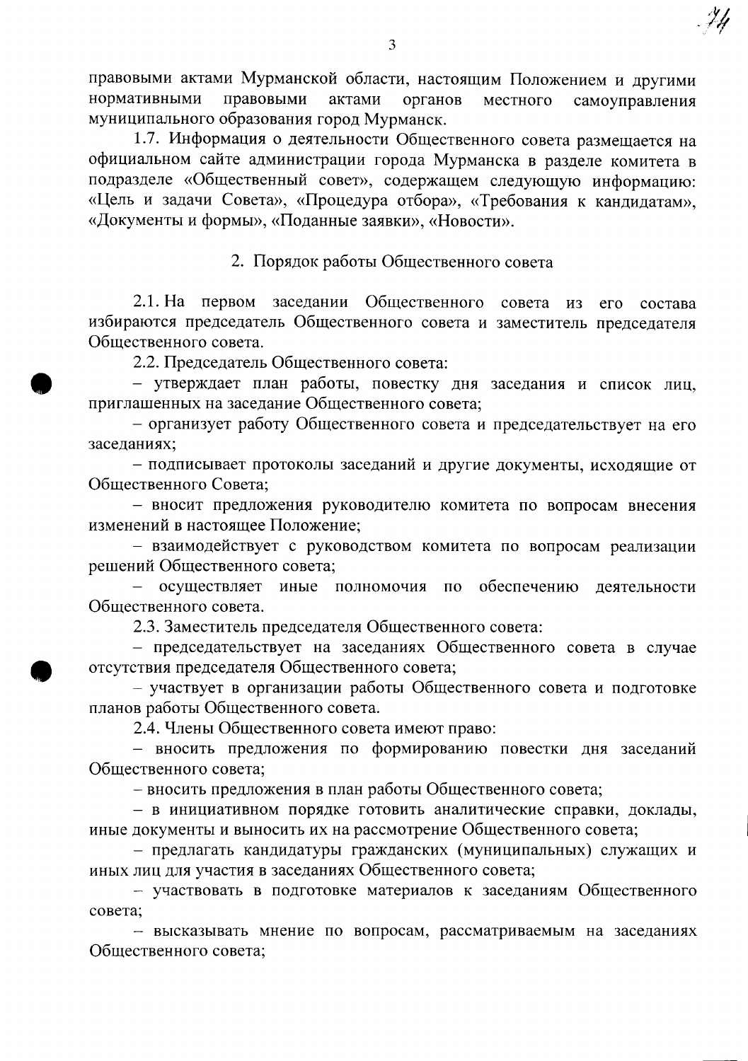правовыми актами Мурманской области, настоящим Положением и другими нормативными правовыми актами органов местного самоуправления муниципального образования город Мурманск.

1.7. Информация о деятельности Общественного совета размещается на официальном сайте администрации города Мурманска в разделе комитета в подразделе «Общественный совет», содержащем следующую информацию: «Цель и задачи Совета», «Процедура отбора», «Требования к кандидатам», «Документы и формы», «Поданные заявки», «Новости».

## 2. Порядок работы Общественного совета

2.1. На первом заседании Общественного совета из его состава избираются председатель Общественного совета и заместитель председателя Общественного совета.

2.2. Председатель Общественного совета:

– утверждает план работы, повестку дня заседания и список лиц, приглашенных на заседание Общественного совета;

– организует работу Общественного совета и председательствует на его заседаниях;

– подписывает протоколы заседаний и другие документы, исходящие от Общественного Совета;

– вносит предложения руководителю комитета по вопросам внесения изменений в настоящее Положение;

– взаимодействует с руководством комитета по вопросам реализации решений Общественного совета;

– осуществляет иные полномочия по обеспечению деятельности Общественного совета.

2.3. Заместитель председателя Общественного совета:

– председательствует на заседаниях Общественного совета в случае отсутствия председателя Общественного совета;

– участвует в организации работы Общественного совета и подготовке планов работы Общественного совета.

2.4. Члены Общественного совета имеют право:

– вносить предложения по формированию повестки дня заседаний Общественного совета;

– вносить предложения в план работы Общественного совета;

– в инициативном порядке готовить аналитические справки, доклады, иные документы и выносить их на рассмотрение Общественного совета;

– предлагать кандидатуры гражданских (муниципальных) служащих и иных лиц для участия в заседаниях Общественного совета;

– участвовать в подготовке материалов к заседаниям Общественного совета;

– высказывать мнение по вопросам, рассматриваемым на заседаниях Общественного совета;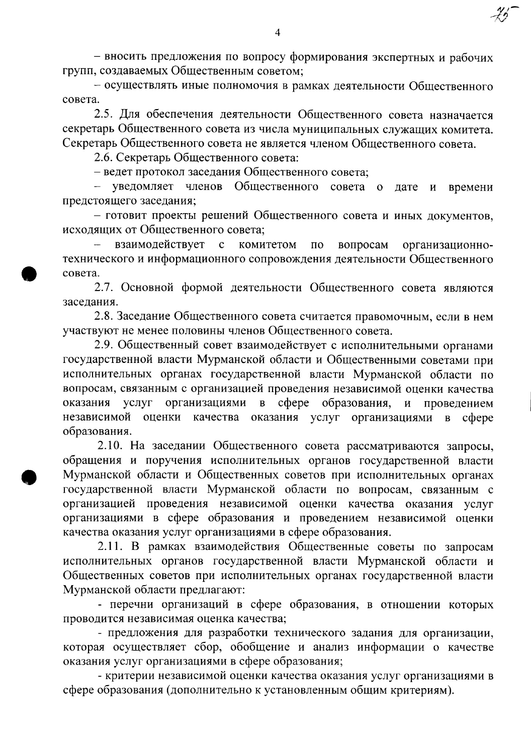– вносить предложения по вопросу формирования экспертных и рабочих групп, создаваемых Общественным советом;

– осуществлять иные полномочия в рамках деятельности Общественного совета.

2.5. Для обеспечения деятельности Общественного совета назначается секретарь Общественного совета из числа муниципальных служащих комитета. Секретарь Общественного совета не является членом Общественного совета.

2.6. Секретарь Общественного совета:

– ведет протокол заседания Общественного совета;

– уведомляет членов Общественного совета о дате и времени предстоящего заседания;

– готовит проекты решений Общественного совета и иных документов, исходящих от Общественного совета;

– взаимодействует с комитетом по вопросам организационно-технического и информационного сопровождения деятельности Общественного совета.

2.7. Основной формой деятельности Общественного совета являются заседания.

2.8. Заседание Общественного совета считается правомочным, если в нем участвуют не менее половины членов Общественного совета.

2.9. Общественный совет взаимодействует с исполнительными органами государственной власти Мурманской области и Общественными советами при исполнительных органах государственной власти Мурманской области по вопросам, связанным с организацией проведения независимой оценки качества оказания услуг организациями в сфере образования, и проведением независимой оценки качества оказания услуг организациями в сфере образования.

2.10. На заседании Общественного совета рассматриваются запросы, обращения и поручения исполнительных органов государственной власти Мурманской области и Общественных советов при исполнительных органах государственной власти Мурманской области по вопросам, связанным с организацией проведения независимой оценки качества оказания услуг организациями в сфере образования и проведением независимой оценки качества оказания услуг организациями в сфере образования.

2.11. В рамках взаимодействия Общественные советы по запросам исполнительных органов государственной власти Мурманской области и Общественных советов при исполнительных органах государственной власти Мурманской области предлагают:

- перечни организаций в сфере образования, в отношении которых проводится независимая оценка качества;

- предложения для разработки технического задания для организации, которая осуществляет сбор, обобщение и анализ информации о качестве оказания услуг организациями в сфере образования;

- критерии независимой оценки качества оказания услуг организациями в сфере образования (дополнительно к установленным общим критериям).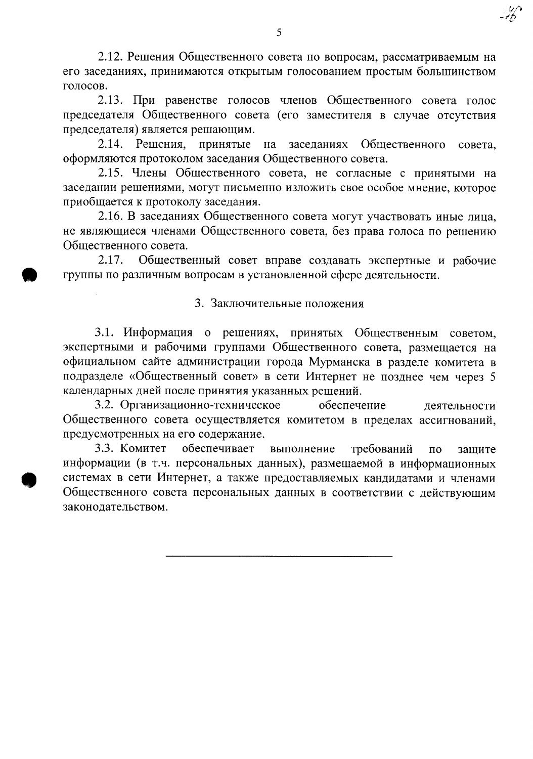2.12. Решения Общественного совета по вопросам, рассматриваемым на его заседаниях, принимаются открытым голосованием простым большинством голосов.

2.13. При равенстве голосов членов Общественного совета голос председателя Общественного совета (его заместителя в случае отсутствия председателя) является решающим.

2.14. Решения, принятые на заседаниях Общественного совета, оформляются протоколом заседания Общественного совета.

2.15. Члены Общественного совета, не согласные с принятыми на заседании решениями, могут письменно изложить свое особое мнение, которое приобщается к протоколу заседания.

2.16. В заседаниях Общественного совета могут участвовать иные лица, не являющиеся членами Общественного совета, без права голоса по решению Общественного совета.

2.17. Общественный совет вправе создавать экспертные и рабочие группы по различным вопросам в установленной сфере деятельности.

## 3. Заключительные положения

3.1. Информация о решениях, принятых Общественным советом, экспертными и рабочими группами Общественного совета, размещается на официальном сайте администрации города Мурманска в разделе комитета в подразделе «Общественный совет» в сети Интернет не позднее чем через 5 календарных дней после принятия указанных решений.

3.2. Организационно-техническое обеспечение деятельности Общественного совета осуществляется комитетом в пределах ассигнований, предусмотренных на его содержание.

3.3. Комитет обеспечивает выполнение требований по защите информации (в т.ч. персональных данных), размещаемой в информационных системах в сети Интернет, а также предоставляемых кандидатами и членами Общественного совета персональных данных в соответствии с действующим законодательством.

---